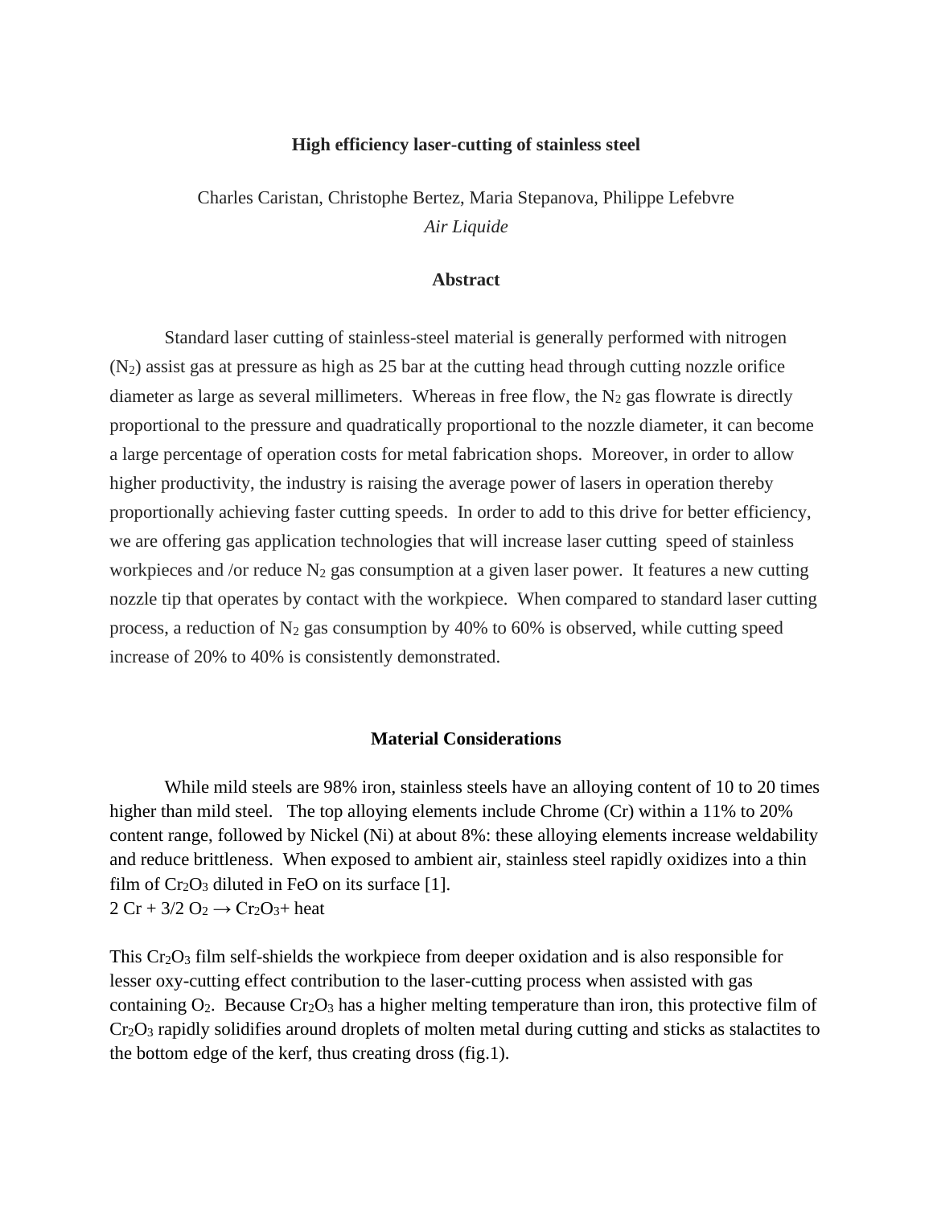# High efficiency laser-cutting of stainless steel

Charles Caristan, Christophe Bertez, Maria Stepanova, Philippe Lefebvre

*Air Liquide*

## Abstract

Standard laser cutting of stainless-steel material is generally performed with nitrogen ($N_2$) assist gas at pressure as high as 25 bar at the cutting head through cutting nozzle orifice diameter as large as several millimeters. Whereas in free flow, the $N_2$ gas flowrate is directly proportional to the pressure and quadratically proportional to the nozzle diameter, it can become a large percentage of operation costs for metal fabrication shops. Moreover, in order to allow higher productivity, the industry is raising the average power of lasers in operation thereby proportionally achieving faster cutting speeds. In order to add to this drive for better efficiency, we are offering gas application technologies that will increase laser cutting speed of stainless workpieces and /or reduce $N_2$ gas consumption at a given laser power. It features a new cutting nozzle tip that operates by contact with the workpiece. When compared to standard laser cutting process, a reduction of $N_2$ gas consumption by 40% to 60% is observed, while cutting speed increase of 20% to 40% is consistently demonstrated.

## Material Considerations

While mild steels are 98% iron, stainless steels have an alloying content of 10 to 20 times higher than mild steel. The top alloying elements include Chrome (Cr) within a 11% to 20% content range, followed by Nickel (Ni) at about 8%: these alloying elements increase weldability and reduce brittleness. When exposed to ambient air, stainless steel rapidly oxidizes into a thin film of $Cr_2O_3$ diluted in FeO on its surface [1].

$2\ Cr + 3/2\ O_2 \rightarrow Cr_2O_3 + \text{heat}$

This $Cr_2O_3$ film self-shields the workpiece from deeper oxidation and is also responsible for lesser oxy-cutting effect contribution to the laser-cutting process when assisted with gas containing $O_2$. Because $Cr_2O_3$ has a higher melting temperature than iron, this protective film of $Cr_2O_3$ rapidly solidifies around droplets of molten metal during cutting and sticks as stalactites to the bottom edge of the kerf, thus creating dross (fig.1).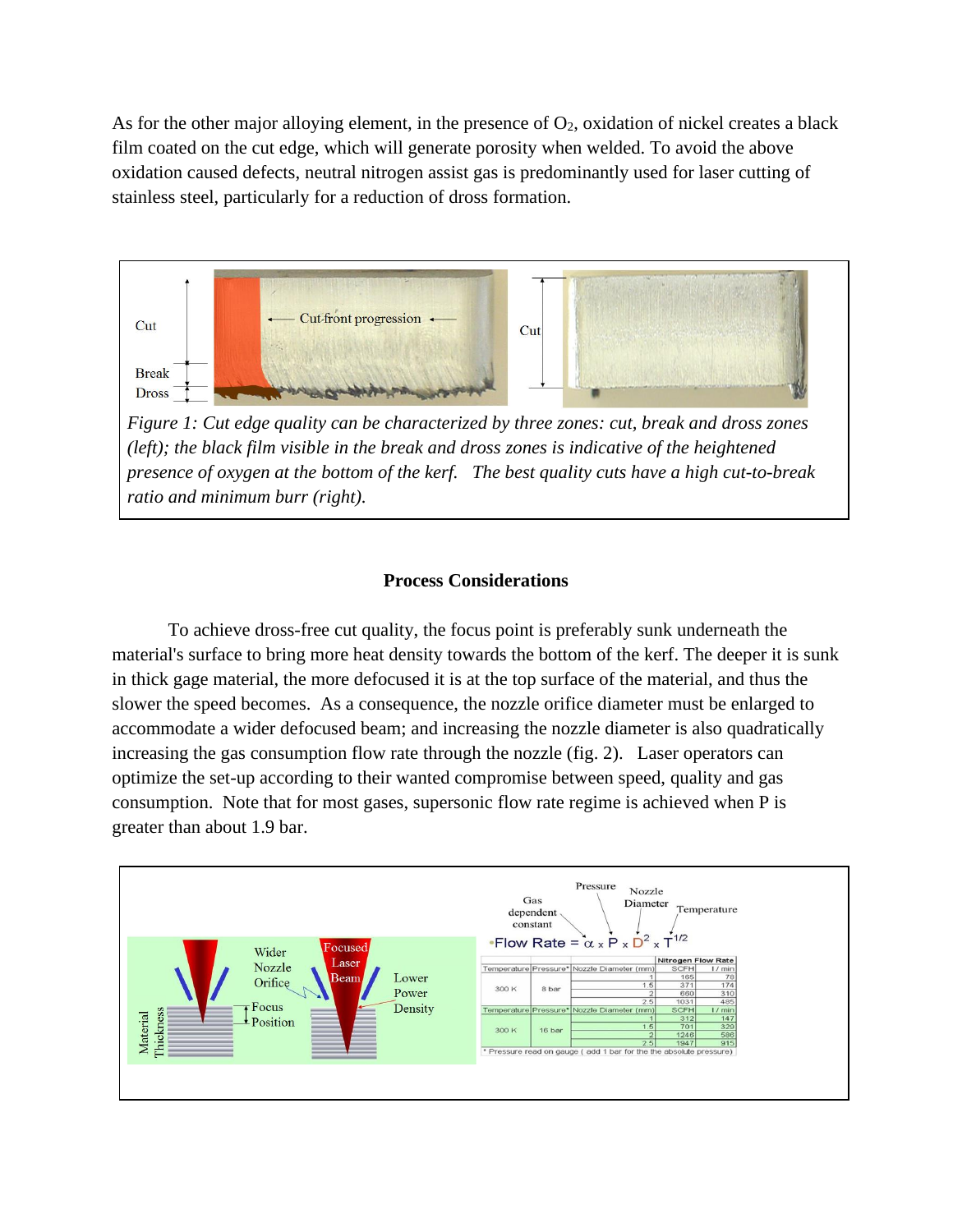As for the other major alloying element, in the presence of $O_2$, oxidation of nickel creates a black film coated on the cut edge, which will generate porosity when welded. To avoid the above oxidation caused defects, neutral nitrogen assist gas is predominantly used for laser cutting of stainless steel, particularly for a reduction of dross formation.

Cut

Break

Dross

Cut-front progression

Cut

*Figure 1: Cut edge quality can be characterized by three zones: cut, break and dross zones (left); the black film visible in the break and dross zones is indicative of the heightened presence of oxygen at the bottom of the kerf. The best quality cuts have a high cut-to-break ratio and minimum burr (right).*

### Process Considerations

To achieve dross-free cut quality, the focus point is preferably sunk underneath the material's surface to bring more heat density towards the bottom of the kerf. The deeper it is sunk in thick gage material, the more defocused it is at the top surface of the material, and thus the slower the speed becomes. As a consequence, the nozzle orifice diameter must be enlarged to accommodate a wider defocused beam; and increasing the nozzle diameter is also quadratically increasing the gas consumption flow rate through the nozzle (fig. 2). Laser operators can optimize the set-up according to their wanted compromise between speed, quality and gas consumption. Note that for most gases, supersonic flow rate regime is achieved when P is greater than about 1.9 bar.

Material Thickness

Focus Position

Wider Nozzle Orifice

Focused Laser Beam

Lower Power Density

Gas dependent constant

Pressure

Nozzle Diameter

Temperature

$$\text{Flow Rate} = \alpha \times P \times D^2 \times T^{1/2}$$

| Temperature | Pressure* | Nozzle Diameter (mm) | Nitrogen Flow Rate SCFH | Nitrogen Flow Rate l / min |
|---|---|---|---|---|
| 300 K | 8 bar | 1 | 165 | 78 |
| | | 1.5 | 371 | 174 |
| | | 2 | 660 | 310 |
| | | 2.5 | 1031 | 485 |
| 300 K | 16 bar | 1 | 312 | 147 |
| | | 1.5 | 701 | 329 |
| | | 2 | 1248 | 586 |
| | | 2.5 | 1947 | 915 |

\* Pressure read on gauge ( add 1 bar for the the absolute pressure)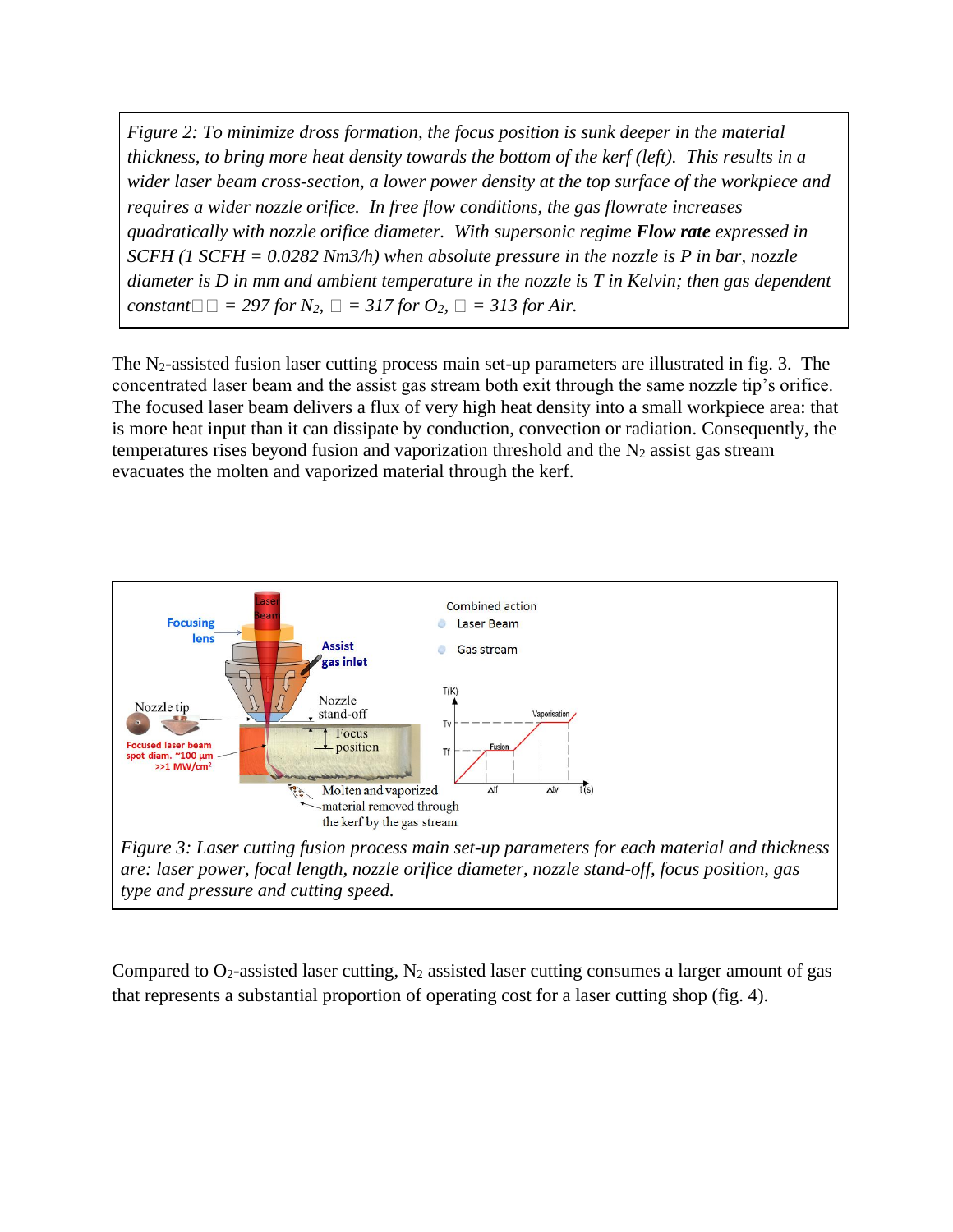*Figure 2: To minimize dross formation, the focus position is sunk deeper in the material thickness, to bring more heat density towards the bottom of the kerf (left). This results in a wider laser beam cross-section, a lower power density at the top surface of the workpiece and requires a wider nozzle orifice. In free flow conditions, the gas flowrate increases quadratically with nozzle orifice diameter. With supersonic regime* ***Flow rate*** *expressed in SCFH (1 SCFH = 0.0282 Nm3/h) when absolute pressure in the nozzle is P in bar, nozzle diameter is D in mm and ambient temperature in the nozzle is T in Kelvin; then gas dependent constant□□ = 297 for $N_2$, □ = 317 for $O_2$, □ = 313 for Air.*

The $N_2$-assisted fusion laser cutting process main set-up parameters are illustrated in fig. 3. The concentrated laser beam and the assist gas stream both exit through the same nozzle tip's orifice. The focused laser beam delivers a flux of very high heat density into a small workpiece area: that is more heat input than it can dissipate by conduction, convection or radiation. Consequently, the temperatures rises beyond fusion and vaporization threshold and the $N_2$ assist gas stream evacuates the molten and vaporized material through the kerf.

*Figure 3: Laser cutting fusion process main set-up parameters for each material and thickness are: laser power, focal length, nozzle orifice diameter, nozzle stand-off, focus position, gas type and pressure and cutting speed.*

Compared to $O_2$-assisted laser cutting, $N_2$ assisted laser cutting consumes a larger amount of gas that represents a substantial proportion of operating cost for a laser cutting shop (fig. 4).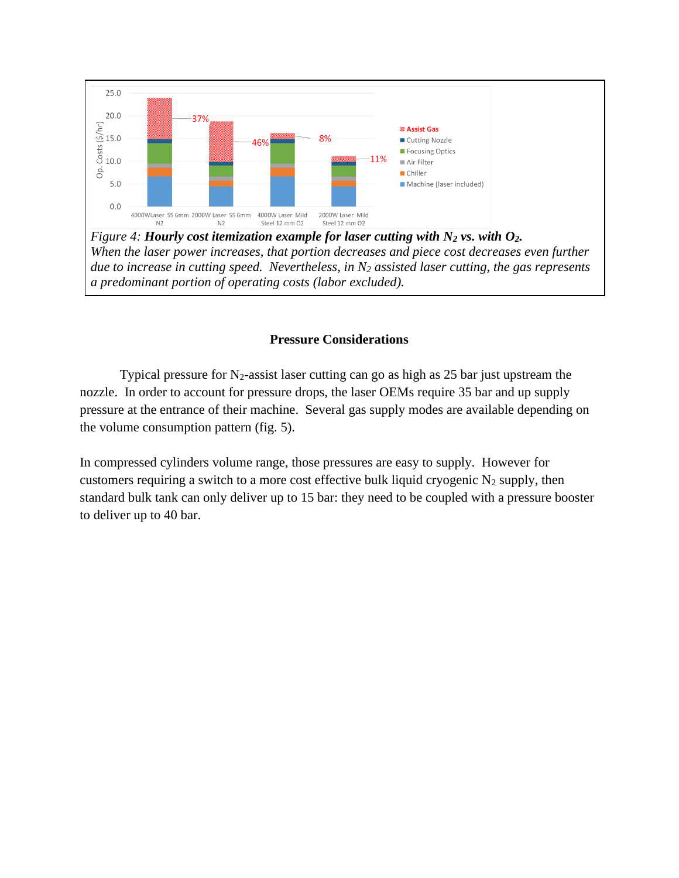25.0
20.0
15.0
10.0
5.0
0.0

Op. Costs ($/hr)

37%
46%
8%
11%

4000WLaser SS 6mm N2
2000W Laser SS 6mm N2
4000W Laser Mild Steel 12 mm O2
2000W Laser Mild Steel 12 mm O2

Assist Gas
Cutting Nozzle
Focusing Optics
Air Filter
Chiller
Machine (laser included)

*Figure 4:* ***Hourly cost itemization example for laser cutting with $N_2$ vs. with $O_2$.*** *When the laser power increases, that portion decreases and piece cost decreases even further due to increase in cutting speed. Nevertheless, in $N_2$ assisted laser cutting, the gas represents a predominant portion of operating costs (labor excluded).*

## Pressure Considerations

Typical pressure for $N_2$-assist laser cutting can go as high as 25 bar just upstream the nozzle. In order to account for pressure drops, the laser OEMs require 35 bar and up supply pressure at the entrance of their machine. Several gas supply modes are available depending on the volume consumption pattern (fig. 5).

In compressed cylinders volume range, those pressures are easy to supply. However for customers requiring a switch to a more cost effective bulk liquid cryogenic $N_2$ supply, then standard bulk tank can only deliver up to 15 bar: they need to be coupled with a pressure booster to deliver up to 40 bar.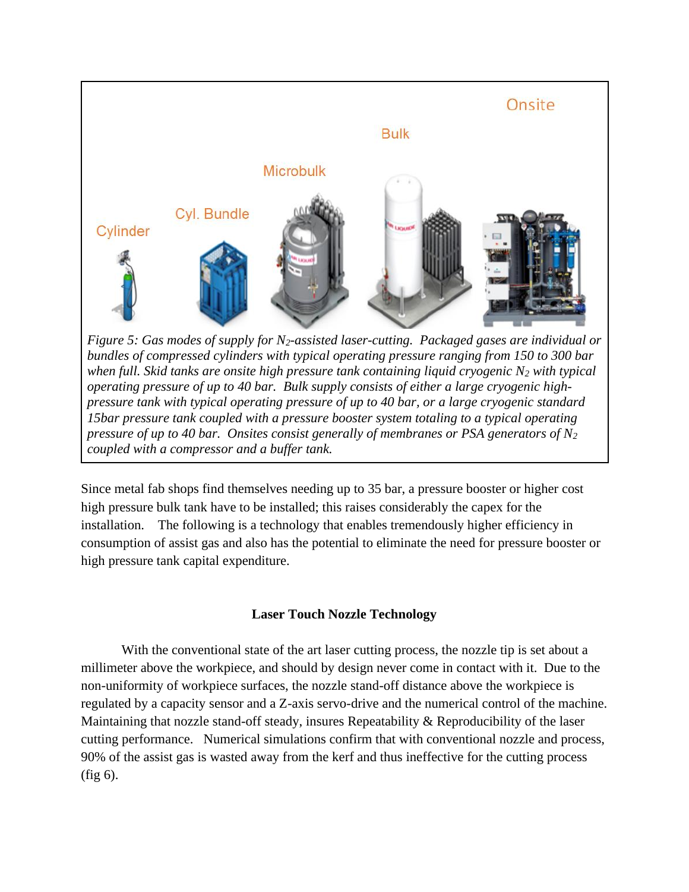Onsite

Bulk

Microbulk

Cyl. Bundle

Cylinder

*Figure 5: Gas modes of supply for $N_2$-assisted laser-cutting. Packaged gases are individual or bundles of compressed cylinders with typical operating pressure ranging from 150 to 300 bar when full. Skid tanks are onsite high pressure tank containing liquid cryogenic $N_2$ with typical operating pressure of up to 40 bar. Bulk supply consists of either a large cryogenic high-pressure tank with typical operating pressure of up to 40 bar, or a large cryogenic standard 15bar pressure tank coupled with a pressure booster system totaling to a typical operating pressure of up to 40 bar. Onsites consist generally of membranes or PSA generators of $N_2$ coupled with a compressor and a buffer tank.*

Since metal fab shops find themselves needing up to 35 bar, a pressure booster or higher cost high pressure bulk tank have to be installed; this raises considerably the capex for the installation. The following is a technology that enables tremendously higher efficiency in consumption of assist gas and also has the potential to eliminate the need for pressure booster or high pressure tank capital expenditure.

## Laser Touch Nozzle Technology

With the conventional state of the art laser cutting process, the nozzle tip is set about a millimeter above the workpiece, and should by design never come in contact with it. Due to the non-uniformity of workpiece surfaces, the nozzle stand-off distance above the workpiece is regulated by a capacity sensor and a Z-axis servo-drive and the numerical control of the machine. Maintaining that nozzle stand-off steady, insures Repeatability & Reproducibility of the laser cutting performance. Numerical simulations confirm that with conventional nozzle and process, 90% of the assist gas is wasted away from the kerf and thus ineffective for the cutting process (fig 6).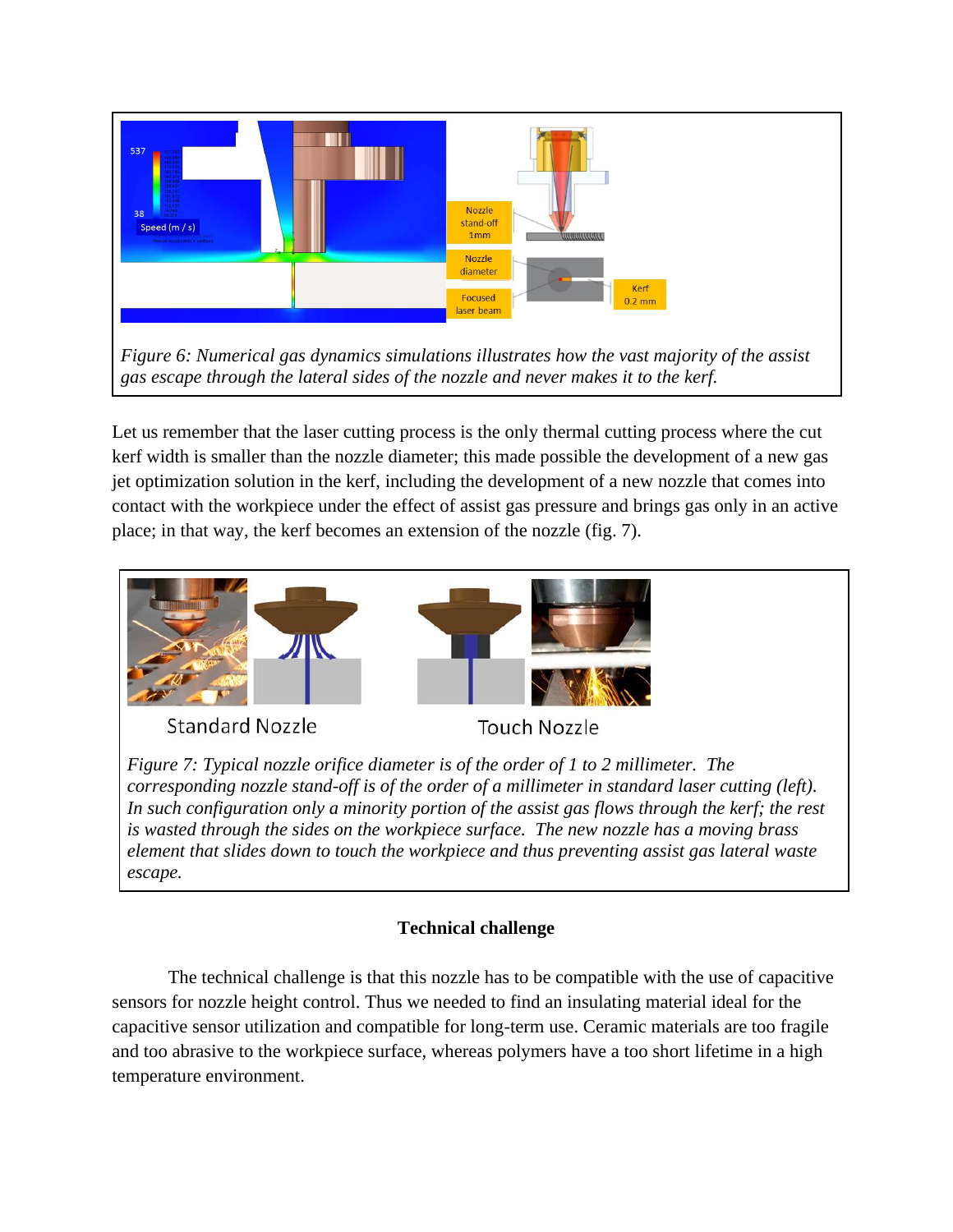537

38

Speed (m / s)

Nozzle stand-off 1mm

Nozzle diameter

Focused laser beam

Kerf 0.2 mm

*Figure 6: Numerical gas dynamics simulations illustrates how the vast majority of the assist gas escape through the lateral sides of the nozzle and never makes it to the kerf.*

Let us remember that the laser cutting process is the only thermal cutting process where the cut kerf width is smaller than the nozzle diameter; this made possible the development of a new gas jet optimization solution in the kerf, including the development of a new nozzle that comes into contact with the workpiece under the effect of assist gas pressure and brings gas only in an active place; in that way, the kerf becomes an extension of the nozzle (fig. 7).

Standard Nozzle

Touch Nozzle

*Figure 7: Typical nozzle orifice diameter is of the order of 1 to 2 millimeter. The corresponding nozzle stand-off is of the order of a millimeter in standard laser cutting (left). In such configuration only a minority portion of the assist gas flows through the kerf; the rest is wasted through the sides on the workpiece surface. The new nozzle has a moving brass element that slides down to touch the workpiece and thus preventing assist gas lateral waste escape.*

## Technical challenge

The technical challenge is that this nozzle has to be compatible with the use of capacitive sensors for nozzle height control. Thus we needed to find an insulating material ideal for the capacitive sensor utilization and compatible for long-term use. Ceramic materials are too fragile and too abrasive to the workpiece surface, whereas polymers have a too short lifetime in a high temperature environment.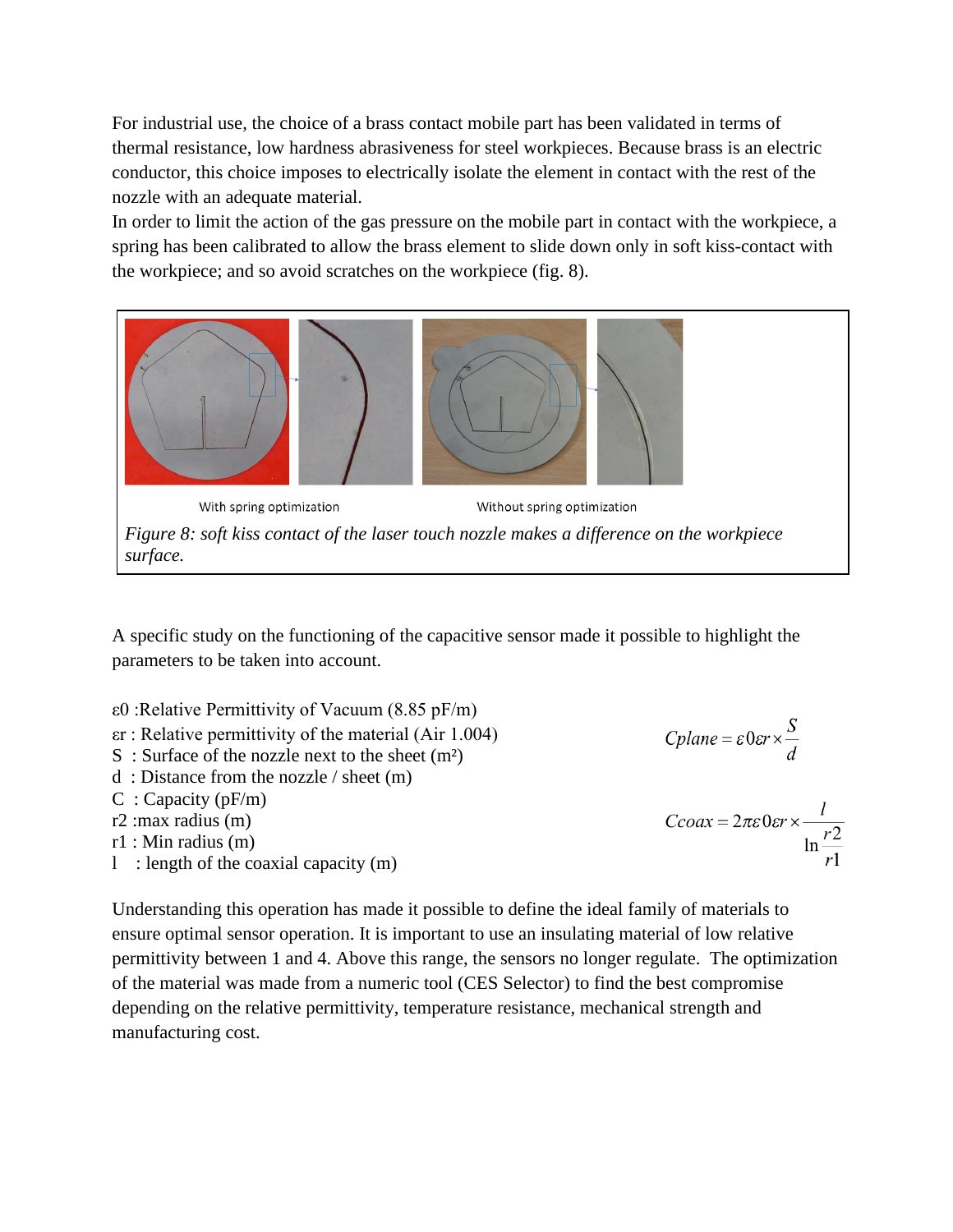For industrial use, the choice of a brass contact mobile part has been validated in terms of thermal resistance, low hardness abrasiveness for steel workpieces. Because brass is an electric conductor, this choice imposes to electrically isolate the element in contact with the rest of the nozzle with an adequate material.

In order to limit the action of the gas pressure on the mobile part in contact with the workpiece, a spring has been calibrated to allow the brass element to slide down only in soft kiss-contact with the workpiece; and so avoid scratches on the workpiece (fig. 8).

With spring optimization

Without spring optimization

*Figure 8: soft kiss contact of the laser touch nozzle makes a difference on the workpiece surface.*

A specific study on the functioning of the capacitive sensor made it possible to highlight the parameters to be taken into account.

$\varepsilon 0$ :Relative Permittivity of Vacuum (8.85 pF/m)
$\varepsilon r$ : Relative permittivity of the material (Air 1.004)
S : Surface of the nozzle next to the sheet (m²)
d : Distance from the nozzle / sheet (m)
C : Capacity (pF/m)
r2 :max radius (m)
r1 : Min radius (m)
l : length of the coaxial capacity (m)

$$Cplane = \varepsilon 0 \varepsilon r \times \frac{S}{d}$$

$$Ccoax = 2\pi\varepsilon 0 \varepsilon r \times \frac{l}{\ln \frac{r2}{r1}}$$

Understanding this operation has made it possible to define the ideal family of materials to ensure optimal sensor operation. It is important to use an insulating material of low relative permittivity between 1 and 4. Above this range, the sensors no longer regulate. The optimization of the material was made from a numeric tool (CES Selector) to find the best compromise depending on the relative permittivity, temperature resistance, mechanical strength and manufacturing cost.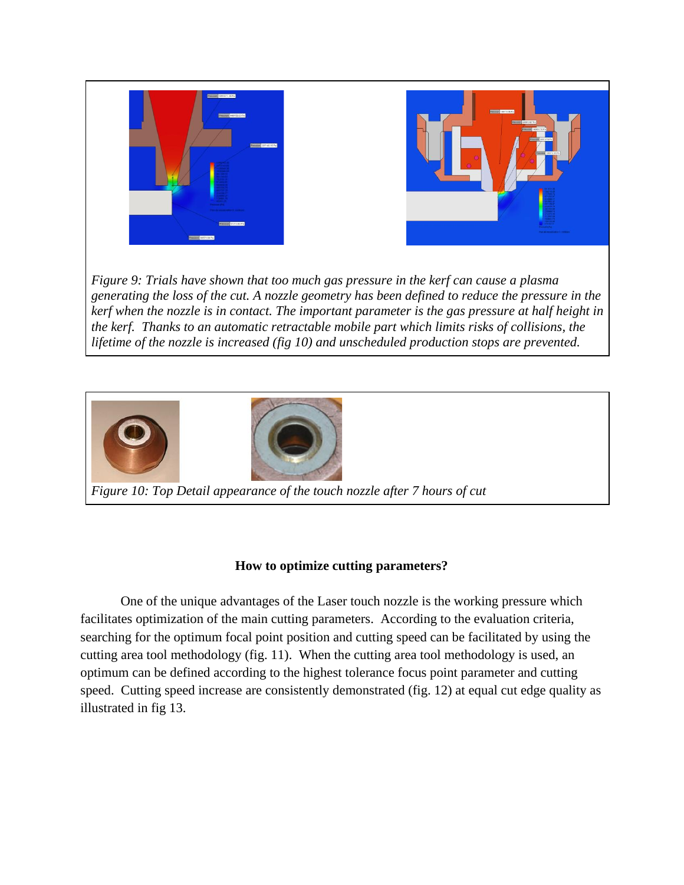*Figure 9: Trials have shown that too much gas pressure in the kerf can cause a plasma generating the loss of the cut. A nozzle geometry has been defined to reduce the pressure in the kerf when the nozzle is in contact. The important parameter is the gas pressure at half height in the kerf. Thanks to an automatic retractable mobile part which limits risks of collisions, the lifetime of the nozzle is increased (fig 10) and unscheduled production stops are prevented.*

*Figure 10: Top Detail appearance of the touch nozzle after 7 hours of cut*

### How to optimize cutting parameters?

One of the unique advantages of the Laser touch nozzle is the working pressure which facilitates optimization of the main cutting parameters. According to the evaluation criteria, searching for the optimum focal point position and cutting speed can be facilitated by using the cutting area tool methodology (fig. 11). When the cutting area tool methodology is used, an optimum can be defined according to the highest tolerance focus point parameter and cutting speed. Cutting speed increase are consistently demonstrated (fig. 12) at equal cut edge quality as illustrated in fig 13.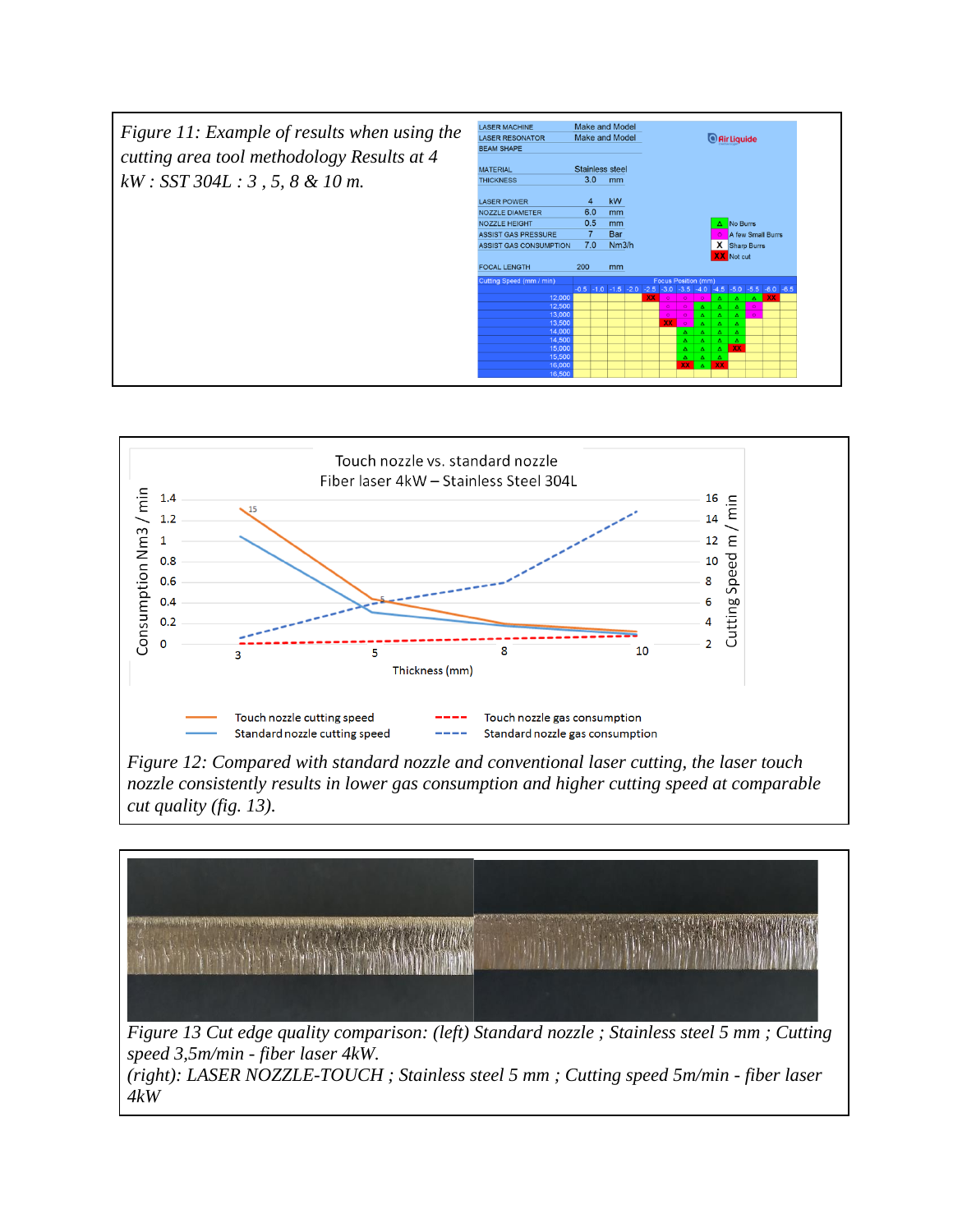*Figure 11: Example of results when using the cutting area tool methodology Results at 4 kW : SST 304L : 3 , 5, 8 & 10 m.*

LASER MACHINE Make and Model
LASER RESONATOR Make and Model
BEAM SHAPE

MATERIAL Stainless steel
THICKNESS 3.0 mm

LASER POWER 4 kW
NOZZLE DIAMETER 6.0 mm
NOZZLE HEIGHT 0.5 mm
ASSIST GAS PRESSURE 7 Bar
ASSIST GAS CONSUMPTION 7.0 Nm3/h

FOCAL LENGTH 200 mm

Air Liquide

Δ No Burrs
○ A few Small Burrs
X Sharp Burrs
XX Not cut

Cutting Speed (mm / min)
Focus Position (mm)
-0.5 -1.0 -1.5 -2.0 -2.5 -3.0 -3.5 -4.0 -4.5 -5.0 -5.5 -6.0 -6.5
12,000
12,500
13,000
13,500
14,000
14,500
15,000
15,500
16,000
16,500

Touch nozzle vs. standard nozzle
Fiber laser 4kW – Stainless Steel 304L

Consumption Nm3 / min
1.4
1.2
1
0.8
0.6
0.4
0.2
0

Cutting Speed m / min
16
14
12
10
8
6
4
2

15
5

Thickness (mm)
3
5
8
10

Touch nozzle cutting speed
Standard nozzle cutting speed
Touch nozzle gas consumption
Standard nozzle gas consumption

*Figure 12: Compared with standard nozzle and conventional laser cutting, the laser touch nozzle consistently results in lower gas consumption and higher cutting speed at comparable cut quality (fig. 13).*

*Figure 13 Cut edge quality comparison: (left) Standard nozzle ; Stainless steel 5 mm ; Cutting speed 3,5m/min - fiber laser 4kW.*
*(right): LASER NOZZLE-TOUCH ; Stainless steel 5 mm ; Cutting speed 5m/min - fiber laser 4kW*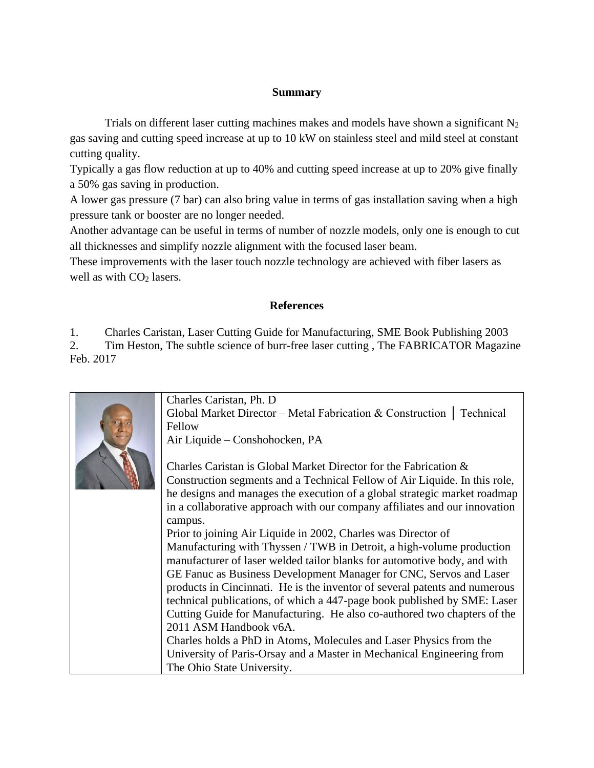## Summary

Trials on different laser cutting machines makes and models have shown a significant $N_2$ gas saving and cutting speed increase at up to 10 kW on stainless steel and mild steel at constant cutting quality.

Typically a gas flow reduction at up to 40% and cutting speed increase at up to 20% give finally a 50% gas saving in production.

A lower gas pressure (7 bar) can also bring value in terms of gas installation saving when a high pressure tank or booster are no longer needed.

Another advantage can be useful in terms of number of nozzle models, only one is enough to cut all thicknesses and simplify nozzle alignment with the focused laser beam.

These improvements with the laser touch nozzle technology are achieved with fiber lasers as well as with $CO_2$ lasers.

## References

1. Charles Caristan, Laser Cutting Guide for Manufacturing, SME Book Publishing 2003
2. Tim Heston, The subtle science of burr-free laser cutting , The FABRICATOR Magazine Feb. 2017

| | |
|---|---|
| | Charles Caristan, Ph. D<br>Global Market Director – Metal Fabrication & Construction │ Technical Fellow<br>Air Liquide – Conshohocken, PA<br><br>Charles Caristan is Global Market Director for the Fabrication & Construction segments and a Technical Fellow of Air Liquide. In this role, he designs and manages the execution of a global strategic market roadmap in a collaborative approach with our company affiliates and our innovation campus.<br>Prior to joining Air Liquide in 2002, Charles was Director of Manufacturing with Thyssen / TWB in Detroit, a high-volume production manufacturer of laser welded tailor blanks for automotive body, and with GE Fanuc as Business Development Manager for CNC, Servos and Laser products in Cincinnati. He is the inventor of several patents and numerous technical publications, of which a 447-page book published by SME: Laser Cutting Guide for Manufacturing. He also co-authored two chapters of the 2011 ASM Handbook v6A.<br>Charles holds a PhD in Atoms, Molecules and Laser Physics from the University of Paris-Orsay and a Master in Mechanical Engineering from The Ohio State University. |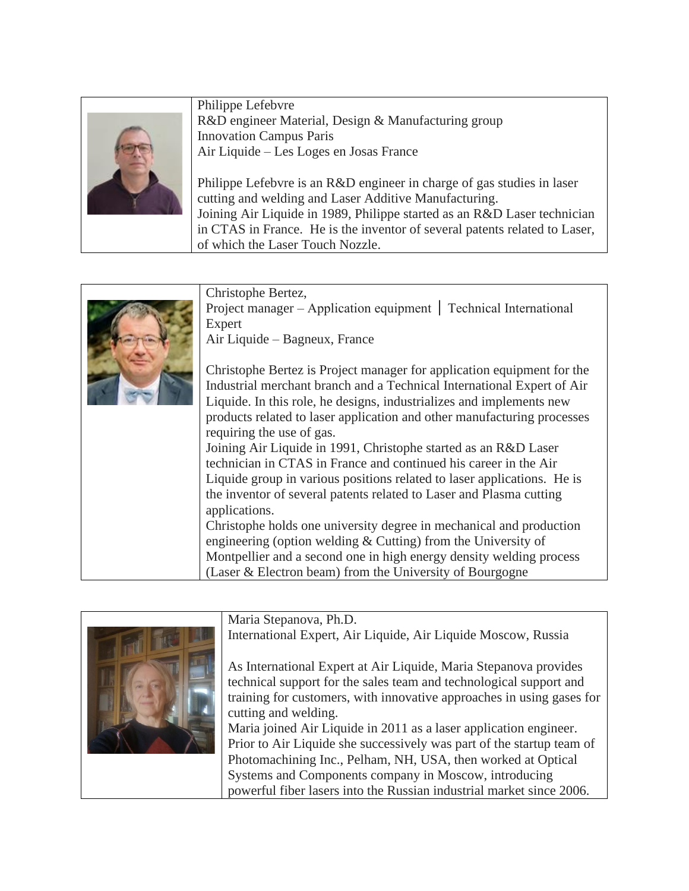Philippe Lefebvre
R&D engineer Material, Design & Manufacturing group
Innovation Campus Paris
Air Liquide – Les Loges en Josas France

Philippe Lefebvre is an R&D engineer in charge of gas studies in laser cutting and welding and Laser Additive Manufacturing.
Joining Air Liquide in 1989, Philippe started as an R&D Laser technician in CTAS in France. He is the inventor of several patents related to Laser, of which the Laser Touch Nozzle.

Christophe Bertez,
Project manager – Application equipment | Technical International Expert
Air Liquide – Bagneux, France

Christophe Bertez is Project manager for application equipment for the Industrial merchant branch and a Technical International Expert of Air Liquide. In this role, he designs, industrializes and implements new products related to laser application and other manufacturing processes requiring the use of gas.
Joining Air Liquide in 1991, Christophe started as an R&D Laser technician in CTAS in France and continued his career in the Air Liquide group in various positions related to laser applications. He is the inventor of several patents related to Laser and Plasma cutting applications.
Christophe holds one university degree in mechanical and production engineering (option welding & Cutting) from the University of Montpellier and a second one in high energy density welding process (Laser & Electron beam) from the University of Bourgogne

Maria Stepanova, Ph.D.
International Expert, Air Liquide, Air Liquide Moscow, Russia

As International Expert at Air Liquide, Maria Stepanova provides technical support for the sales team and technological support and training for customers, with innovative approaches in using gases for cutting and welding.
Maria joined Air Liquide in 2011 as a laser application engineer. Prior to Air Liquide she successively was part of the startup team of Photomachining Inc., Pelham, NH, USA, then worked at Optical Systems and Components company in Moscow, introducing powerful fiber lasers into the Russian industrial market since 2006.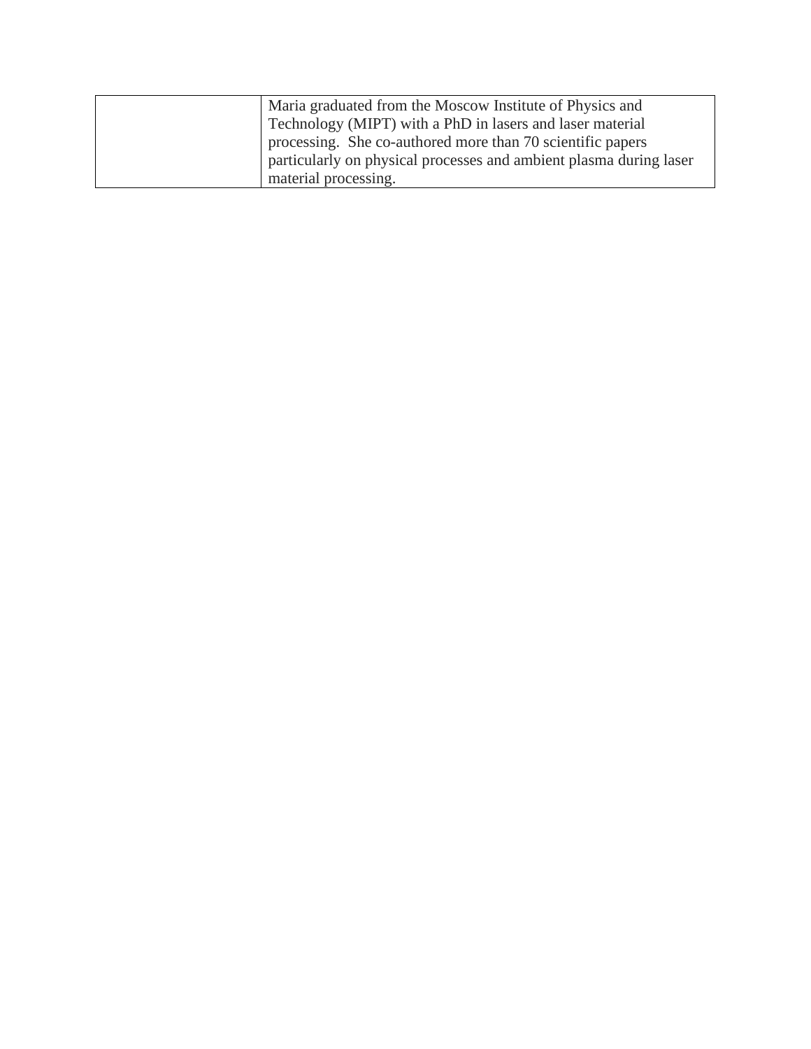| | |
|---|---|
| | Maria graduated from the Moscow Institute of Physics and Technology (MIPT) with a PhD in lasers and laser material processing. She co-authored more than 70 scientific papers particularly on physical processes and ambient plasma during laser material processing. |